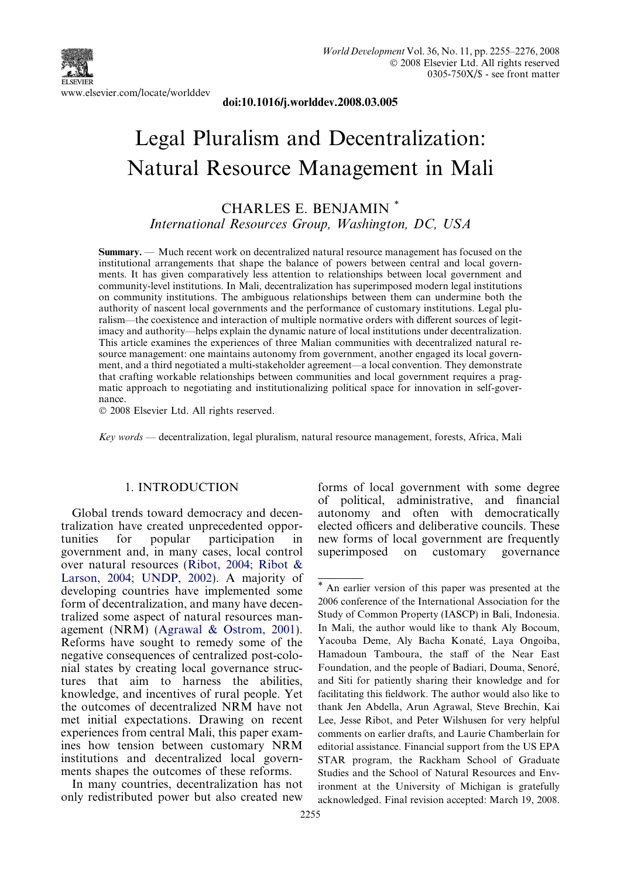www.elsevier.com/locate/worlddev

doi:10.1016/j.worlddev.2008.03.005

# Legal Pluralism and Decentralization: Natural Resource Management in Mali

## CHARLES E. BENJAMIN *

*International Resources Group, Washington, DC, USA*

**Summary.** — Much recent work on decentralized natural resource management has focused on the institutional arrangements that shape the balance of powers between central and local governments. It has given comparatively less attention to relationships between local government and community-level institutions. In Mali, decentralization has superimposed modern legal institutions on community institutions. The ambiguous relationships between them can undermine both the authority of nascent local governments and the performance of customary institutions. Legal pluralism—the coexistence and interaction of multiple normative orders with different sources of legitimacy and authority—helps explain the dynamic nature of local institutions under decentralization. This article examines the experiences of three Malian communities with decentralized natural resource management: one maintains autonomy from government, another engaged its local government, and a third negotiated a multi-stakeholder agreement—a local convention. They demonstrate that crafting workable relationships between communities and local government requires a pragmatic approach to negotiating and institutionalizing political space for innovation in self-governance.

© 2008 Elsevier Ltd. All rights reserved.

*Key words* — decentralization, legal pluralism, natural resource management, forests, Africa, Mali

## 1. INTRODUCTION

Global trends toward democracy and decentralization have created unprecedented opportunities for popular participation in government and, in many cases, local control over natural resources (Ribot, 2004; Ribot & Larson, 2004; UNDP, 2002). A majority of developing countries have implemented some form of decentralization, and many have decentralized some aspect of natural resources management (NRM) (Agrawal & Ostrom, 2001). Reforms have sought to remedy some of the negative consequences of centralized post-colonial states by creating local governance structures that aim to harness the abilities, knowledge, and incentives of rural people. Yet the outcomes of decentralized NRM have not met initial expectations. Drawing on recent experiences from central Mali, this paper examines how tension between customary NRM institutions and decentralized local governments shapes the outcomes of these reforms.

In many countries, decentralization has not only redistributed power but also created new forms of local government with some degree of political, administrative, and financial autonomy and often with democratically elected officers and deliberative councils. These new forms of local government are frequently superimposed on customary governance

---

* An earlier version of this paper was presented at the 2006 conference of the International Association for the Study of Common Property (IASCP) in Bali, Indonesia. In Mali, the author would like to thank Aly Bocoum, Yacouba Deme, Aly Bacha Konaté, Laya Ongoiba, Hamadoun Tamboura, the staff of the Near East Foundation, and the people of Badiari, Douma, Senoré, and Siti for patiently sharing their knowledge and for facilitating this fieldwork. The author would also like to thank Jen Abdella, Arun Agrawal, Steve Brechin, Kai Lee, Jesse Ribot, and Peter Wilshusen for very helpful comments on earlier drafts, and Laurie Chamberlain for editorial assistance. Financial support from the US EPA STAR program, the Rackham School of Graduate Studies and the School of Natural Resources and Environment at the University of Michigan is gratefully acknowledged. Final revision accepted: March 19, 2008.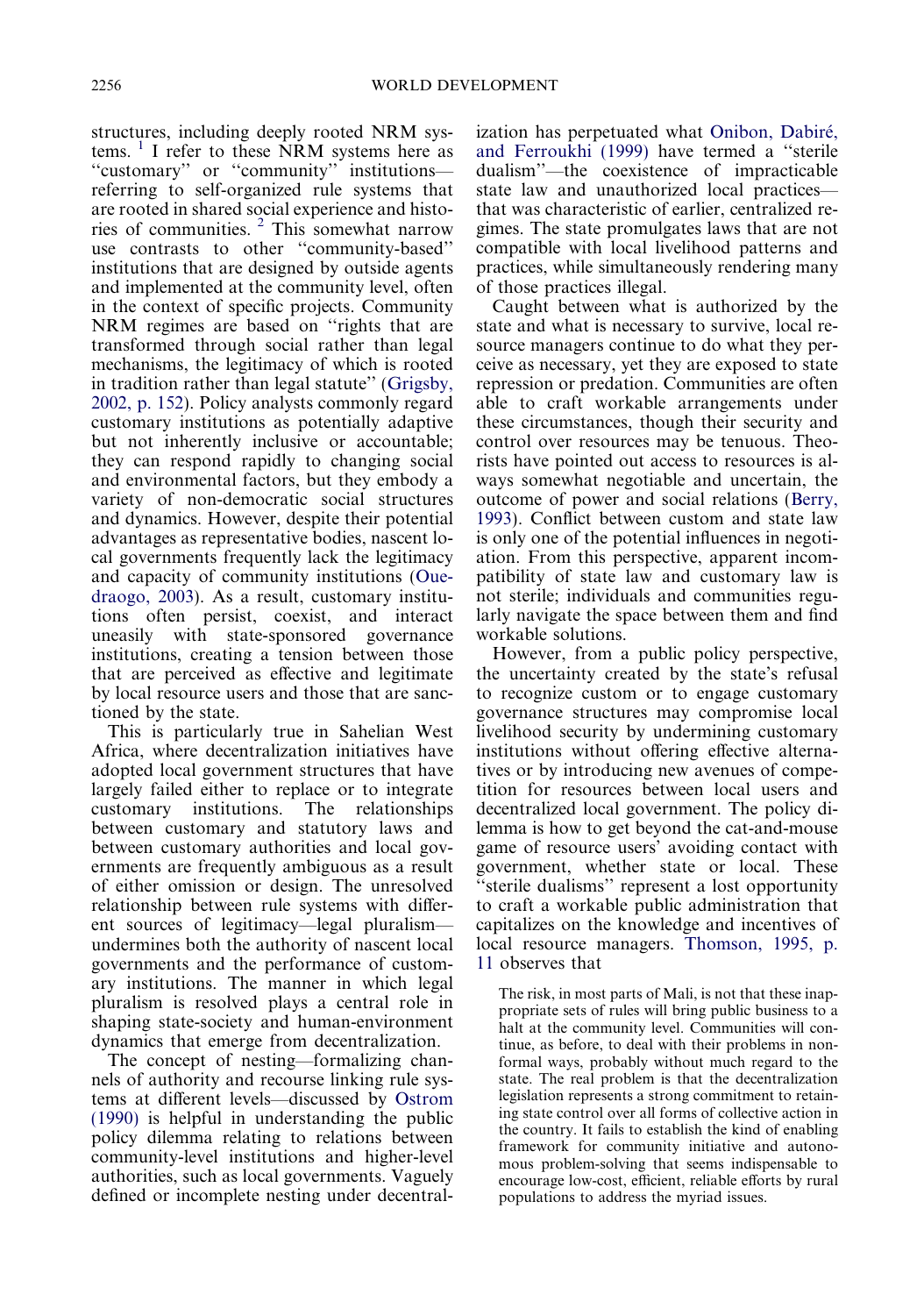structures, including deeply rooted NRM systems. [1] I refer to these NRM systems here as "customary" or "community" institutions—referring to self-organized rule systems that are rooted in shared social experience and histories of communities. [2] This somewhat narrow use contrasts to other "community-based" institutions that are designed by outside agents and implemented at the community level, often in the context of specific projects. Community NRM regimes are based on "rights that are transformed through social rather than legal mechanisms, the legitimacy of which is rooted in tradition rather than legal statute" (Grigsby, 2002, p. 152). Policy analysts commonly regard customary institutions as potentially adaptive but not inherently inclusive or accountable; they can respond rapidly to changing social and environmental factors, but they embody a variety of non-democratic social structures and dynamics. However, despite their potential advantages as representative bodies, nascent local governments frequently lack the legitimacy and capacity of community institutions (Ouedraogo, 2003). As a result, customary institutions often persist, coexist, and interact uneasily with state-sponsored governance institutions, creating a tension between those that are perceived as effective and legitimate by local resource users and those that are sanctioned by the state.

This is particularly true in Sahelian West Africa, where decentralization initiatives have adopted local government structures that have largely failed either to replace or to integrate customary institutions. The relationships between customary and statutory laws and between customary authorities and local governments are frequently ambiguous as a result of either omission or design. The unresolved relationship between rule systems with different sources of legitimacy—legal pluralism—undermines both the authority of nascent local governments and the performance of customary institutions. The manner in which legal pluralism is resolved plays a central role in shaping state-society and human-environment dynamics that emerge from decentralization.

The concept of nesting—formalizing channels of authority and recourse linking rule systems at different levels—discussed by Ostrom (1990) is helpful in understanding the public policy dilemma relating to relations between community-level institutions and higher-level authorities, such as local governments. Vaguely defined or incomplete nesting under decentralization has perpetuated what Onibon, Dabiré, and Ferroukhi (1999) have termed a "sterile dualism"—the coexistence of impracticable state law and unauthorized local practices—that was characteristic of earlier, centralized regimes. The state promulgates laws that are not compatible with local livelihood patterns and practices, while simultaneously rendering many of those practices illegal.

Caught between what is authorized by the state and what is necessary to survive, local resource managers continue to do what they perceive as necessary, yet they are exposed to state repression or predation. Communities are often able to craft workable arrangements under these circumstances, though their security and control over resources may be tenuous. Theorists have pointed out access to resources is always somewhat negotiable and uncertain, the outcome of power and social relations (Berry, 1993). Conflict between custom and state law is only one of the potential influences in negotiation. From this perspective, apparent incompatibility of state law and customary law is not sterile; individuals and communities regularly navigate the space between them and find workable solutions.

However, from a public policy perspective, the uncertainty created by the state's refusal to recognize custom or to engage customary governance structures may compromise local livelihood security by undermining customary institutions without offering effective alternatives or by introducing new avenues of competition for resources between local users and decentralized local government. The policy dilemma is how to get beyond the cat-and-mouse game of resource users' avoiding contact with government, whether state or local. These "sterile dualisms" represent a lost opportunity to craft a workable public administration that capitalizes on the knowledge and incentives of local resource managers. Thomson, 1995, p. 11 observes that

> The risk, in most parts of Mali, is not that these inappropriate sets of rules will bring public business to a halt at the community level. Communities will continue, as before, to deal with their problems in nonformal ways, probably without much regard to the state. The real problem is that the decentralization legislation represents a strong commitment to retaining state control over all forms of collective action in the country. It fails to establish the kind of enabling framework for community initiative and autonomous problem-solving that seems indispensable to encourage low-cost, efficient, reliable efforts by rural populations to address the myriad issues.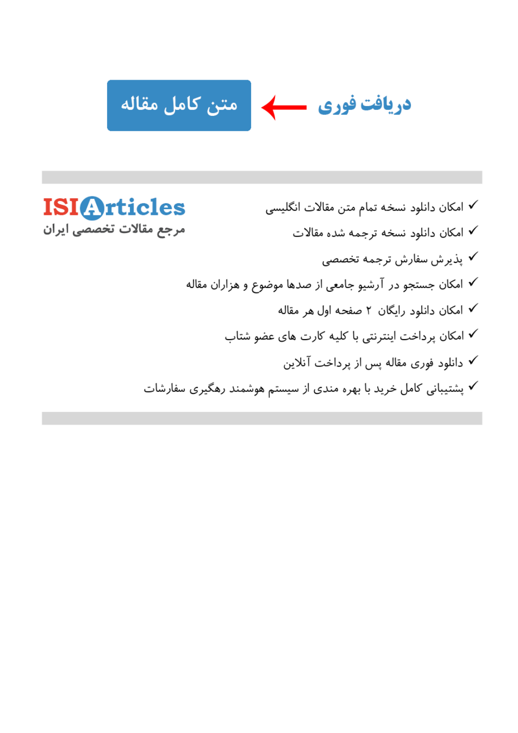دریافت فوری ← متن کامل مقاله

**ISIArticles**
مرجع مقالات تخصصی ایران

- ✓ امکان دانلود نسخه تمام متن مقالات انگلیسی
- ✓ امکان دانلود نسخه ترجمه شده مقالات
- ✓ پذیرش سفارش ترجمه تخصصی
- ✓ امکان جستجو در آرشیو جامعی از صدها موضوع و هزاران مقاله
- ✓ امکان دانلود رایگان ۲ صفحه اول هر مقاله
- ✓ امکان پرداخت اینترنتی با کلیه کارت های عضو شتاب
- ✓ دانلود فوری مقاله پس از پرداخت آنلاین
- ✓ پشتیبانی کامل خرید با بهره مندی از سیستم هوشمند رهگیری سفارشات